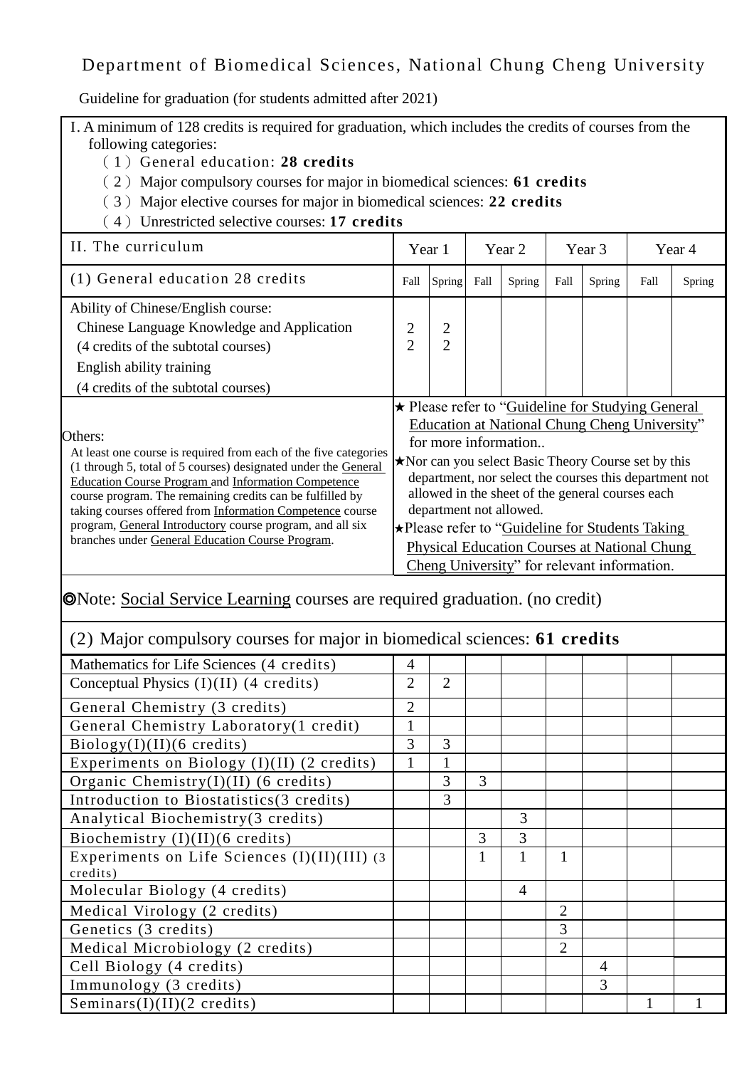Department of Biomedical Sciences, National Chung Cheng University

Guideline for graduation (for students admitted after 2021)

I. A minimum of 128 credits is required for graduation, which includes the credits of courses from the following categories:

（1）General education: **28 credits**

（2）Major compulsory courses for major in biomedical sciences: **61 credits**

（3）Major elective courses for major in biomedical sciences: **22 credits**

（4）Unrestricted selective courses: **17 credits**

| II. The curriculum | Year 1 | | Year 2 | | Year 3 | | Year 4 | |
|---|---|---|---|---|---|---|---|---|
| (1) General education 28 credits | Fall | Spring | Fall | Spring | Fall | Spring | Fall | Spring |
| Ability of Chinese/English course:<br>Chinese Language Knowledge and Application<br>(4 credits of the subtotal courses)<br>English ability training<br>(4 credits of the subtotal courses) | 2<br>2 | 2<br>2 | | | | | | |
| Others:<br>At least one course is required from each of the five categories (1 through 5, total of 5 courses) designated under the General Education Course Program and Information Competence course program. The remaining credits can be fulfilled by taking courses offered from Information Competence course program, General Introductory course program, and all six branches under General Education Course Program. | ★ Please refer to "Guideline for Studying General Education at National Chung Cheng University" for more information..<br>★Nor can you select Basic Theory Course set by this department, nor select the courses this department not allowed in the sheet of the general courses each department not allowed.<br>★Please refer to "Guideline for Students Taking Physical Education Courses at National Chung Cheng University" for relevant information. | | | | | | | |

◎Note: Social Service Learning courses are required graduation. (no credit)

| (2) Major compulsory courses for major in biomedical sciences: **61 credits** | Year 1 Fall | Year 1 Spring | Year 2 Fall | Year 2 Spring | Year 3 Fall | Year 3 Spring | Year 4 Fall | Year 4 Spring |
|---|---|---|---|---|---|---|---|---|
| Mathematics for Life Sciences (4 credits) | 4 | | | | | | | |
| Conceptual Physics (I)(II) (4 credits) | 2 | 2 | | | | | | |
| General Chemistry (3 credits) | 2 | | | | | | | |
| General Chemistry Laboratory(1 credit) | 1 | | | | | | | |
| Biology(I)(II)(6 credits) | 3 | 3 | | | | | | |
| Experiments on Biology (I)(II) (2 credits) | 1 | 1 | | | | | | |
| Organic Chemistry(I)(II) (6 credits) | | 3 | 3 | | | | | |
| Introduction to Biostatistics(3 credits) | | 3 | | | | | | |
| Analytical Biochemistry(3 credits) | | | | 3 | | | | |
| Biochemistry (I)(II)(6 credits) | | | 3 | 3 | | | | |
| Experiments on Life Sciences (I)(II)(III) (3 credits) | | | 1 | 1 | 1 | | | |
| Molecular Biology (4 credits) | | | | 4 | | | | |
| Medical Virology (2 credits) | | | | | 2 | | | |
| Genetics (3 credits) | | | | | 3 | | | |
| Medical Microbiology (2 credits) | | | | | 2 | | | |
| Cell Biology (4 credits) | | | | | | 4 | | |
| Immunology (3 credits) | | | | | | 3 | | |
| Seminars(I)(II)(2 credits) | | | | | | | 1 | 1 |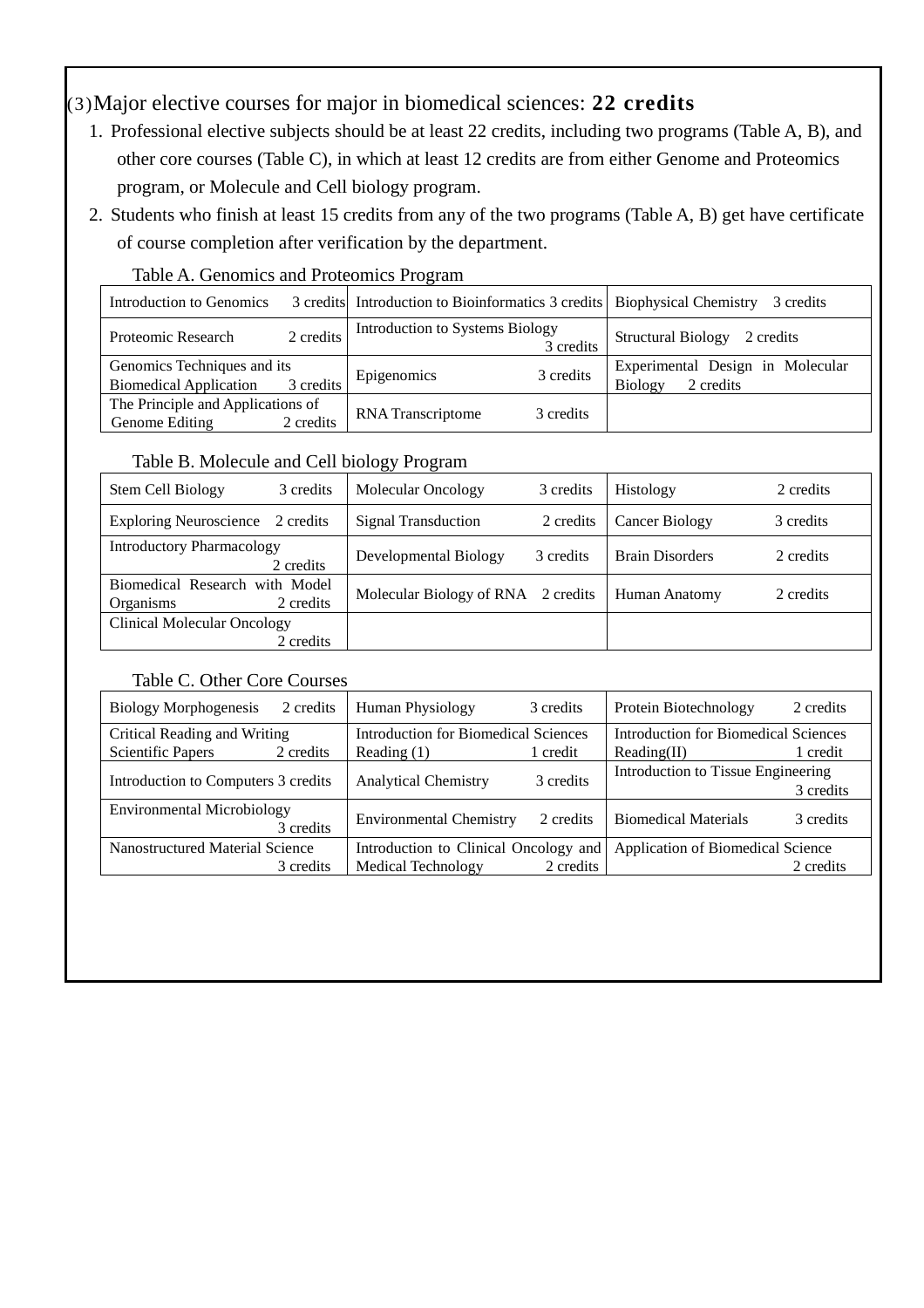(3) Major elective courses for major in biomedical sciences: **22 credits**

1. Professional elective subjects should be at least 22 credits, including two programs (Table A, B), and other core courses (Table C), in which at least 12 credits are from either Genome and Proteomics program, or Molecule and Cell biology program.
2. Students who finish at least 15 credits from any of the two programs (Table A, B) get have certificate of course completion after verification by the department.

Table A. Genomics and Proteomics Program

| | | |
|---|---|---|
| Introduction to Genomics 3 credits | Introduction to Bioinformatics 3 credits | Biophysical Chemistry 3 credits |
| Proteomic Research 2 credits | Introduction to Systems Biology 3 credits | Structural Biology 2 credits |
| Genomics Techniques and its Biomedical Application 3 credits | Epigenomics 3 credits | Experimental Design in Molecular Biology 2 credits |
| The Principle and Applications of Genome Editing 2 credits | RNA Transcriptome 3 credits | |

Table B. Molecule and Cell biology Program

| | | |
|---|---|---|
| Stem Cell Biology 3 credits | Molecular Oncology 3 credits | Histology 2 credits |
| Exploring Neuroscience 2 credits | Signal Transduction 2 credits | Cancer Biology 3 credits |
| Introductory Pharmacology 2 credits | Developmental Biology 3 credits | Brain Disorders 2 credits |
| Biomedical Research with Model Organisms 2 credits | Molecular Biology of RNA 2 credits | Human Anatomy 2 credits |
| Clinical Molecular Oncology 2 credits | | |

Table C. Other Core Courses

| | | |
|---|---|---|
| Biology Morphogenesis 2 credits | Human Physiology 3 credits | Protein Biotechnology 2 credits |
| Critical Reading and Writing Scientific Papers 2 credits | Introduction for Biomedical Sciences Reading (1) 1 credit | Introduction for Biomedical Sciences Reading(II) 1 credit |
| Introduction to Computers 3 credits | Analytical Chemistry 3 credits | Introduction to Tissue Engineering 3 credits |
| Environmental Microbiology 3 credits | Environmental Chemistry 2 credits | Biomedical Materials 3 credits |
| Nanostructured Material Science 3 credits | Introduction to Clinical Oncology and Medical Technology 2 credits | Application of Biomedical Science 2 credits |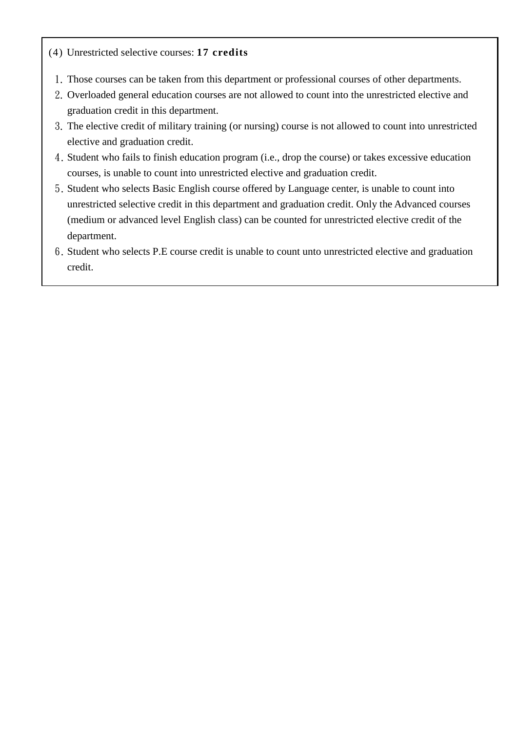(4) Unrestricted selective courses: **17 credits**

1. Those courses can be taken from this department or professional courses of other departments.
2. Overloaded general education courses are not allowed to count into the unrestricted elective and graduation credit in this department.
3. The elective credit of military training (or nursing) course is not allowed to count into unrestricted elective and graduation credit.
4. Student who fails to finish education program (i.e., drop the course) or takes excessive education courses, is unable to count into unrestricted elective and graduation credit.
5. Student who selects Basic English course offered by Language center, is unable to count into unrestricted selective credit in this department and graduation credit. Only the Advanced courses (medium or advanced level English class) can be counted for unrestricted elective credit of the department.
6. Student who selects P.E course credit is unable to count unto unrestricted elective and graduation credit.